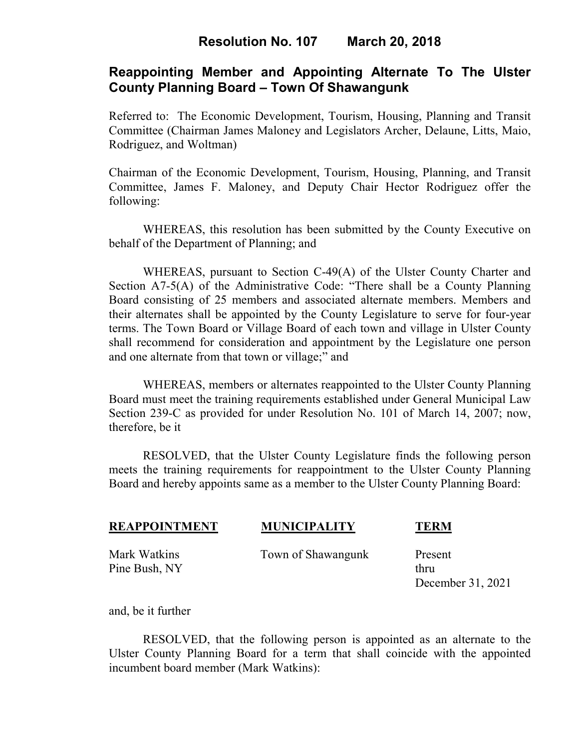# Resolution No. 107 March 20, 2018

## Reappointing Member and Appointing Alternate To The Ulster County Planning Board – Town Of Shawangunk

Referred to: The Economic Development, Tourism, Housing, Planning and Transit Committee (Chairman James Maloney and Legislators Archer, Delaune, Litts, Maio, Rodriguez, and Woltman)

Chairman of the Economic Development, Tourism, Housing, Planning, and Transit Committee, James F. Maloney, and Deputy Chair Hector Rodriguez offer the following:

WHEREAS, this resolution has been submitted by the County Executive on behalf of the Department of Planning; and

WHEREAS, pursuant to Section C-49(A) of the Ulster County Charter and Section A7-5(A) of the Administrative Code: "There shall be a County Planning Board consisting of 25 members and associated alternate members. Members and their alternates shall be appointed by the County Legislature to serve for four-year terms. The Town Board or Village Board of each town and village in Ulster County shall recommend for consideration and appointment by the Legislature one person and one alternate from that town or village;" and

WHEREAS, members or alternates reappointed to the Ulster County Planning Board must meet the training requirements established under General Municipal Law Section 239-C as provided for under Resolution No. 101 of March 14, 2007; now, therefore, be it

RESOLVED, that the Ulster County Legislature finds the following person meets the training requirements for reappointment to the Ulster County Planning Board and hereby appoints same as a member to the Ulster County Planning Board:

| REAPPOINTMENT | MUNICIPALITY | TERM |
| --- | --- | --- |
| Mark Watkins<br>Pine Bush, NY | Town of Shawangunk | Present<br>thru<br>December 31, 2021 |

and, be it further

RESOLVED, that the following person is appointed as an alternate to the Ulster County Planning Board for a term that shall coincide with the appointed incumbent board member (Mark Watkins):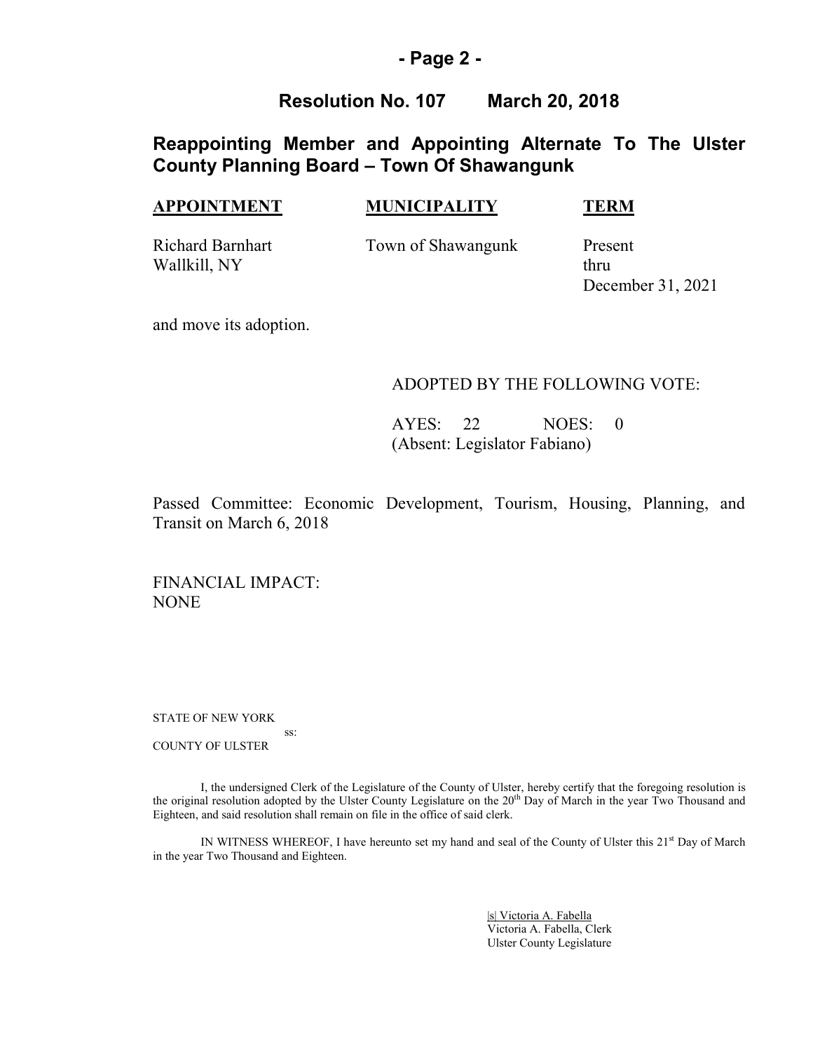**Resolution No. 107 March 20, 2018**

## Reappointing Member and Appointing Alternate To The Ulster County Planning Board – Town Of Shawangunk

| APPOINTMENT | MUNICIPALITY | TERM |
|---|---|---|
| Richard Barnhart<br>Wallkill, NY | Town of Shawangunk | Present<br>thru<br>December 31, 2021 |

and move its adoption.

ADOPTED BY THE FOLLOWING VOTE:

AYES: 22 NOES: 0
(Absent: Legislator Fabiano)

Passed Committee: Economic Development, Tourism, Housing, Planning, and Transit on March 6, 2018

FINANCIAL IMPACT:
NONE

STATE OF NEW YORK
ss:
COUNTY OF ULSTER

I, the undersigned Clerk of the Legislature of the County of Ulster, hereby certify that the foregoing resolution is the original resolution adopted by the Ulster County Legislature on the 20th Day of March in the year Two Thousand and Eighteen, and said resolution shall remain on file in the office of said clerk.

IN WITNESS WHEREOF, I have hereunto set my hand and seal of the County of Ulster this 21st Day of March in the year Two Thousand and Eighteen.

|s| Victoria A. Fabella
Victoria A. Fabella, Clerk
Ulster County Legislature